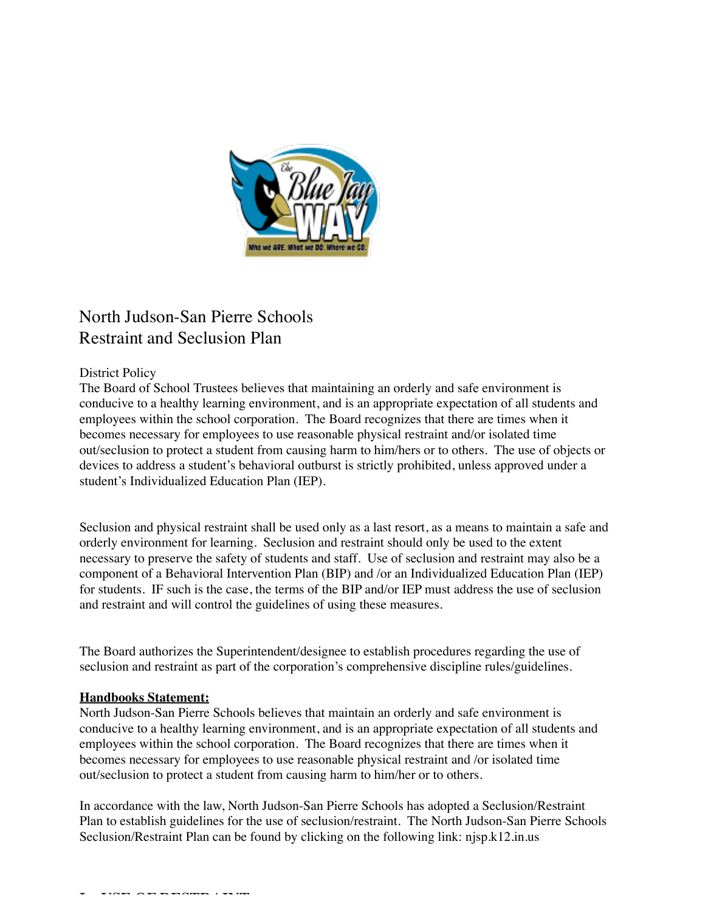# North Judson-San Pierre Schools
# Restraint and Seclusion Plan

District Policy

The Board of School Trustees believes that maintaining an orderly and safe environment is conducive to a healthy learning environment, and is an appropriate expectation of all students and employees within the school corporation. The Board recognizes that there are times when it becomes necessary for employees to use reasonable physical restraint and/or isolated time out/seclusion to protect a student from causing harm to him/hers or to others. The use of objects or devices to address a student's behavioral outburst is strictly prohibited, unless approved under a student's Individualized Education Plan (IEP).

Seclusion and physical restraint shall be used only as a last resort, as a means to maintain a safe and orderly environment for learning. Seclusion and restraint should only be used to the extent necessary to preserve the safety of students and staff. Use of seclusion and restraint may also be a component of a Behavioral Intervention Plan (BIP) and /or an Individualized Education Plan (IEP) for students. IF such is the case, the terms of the BIP and/or IEP must address the use of seclusion and restraint and will control the guidelines of using these measures.

The Board authorizes the Superintendent/designee to establish procedures regarding the use of seclusion and restraint as part of the corporation's comprehensive discipline rules/guidelines.

**Handbooks Statement:**

North Judson-San Pierre Schools believes that maintain an orderly and safe environment is conducive to a healthy learning environment, and is an appropriate expectation of all students and employees within the school corporation. The Board recognizes that there are times when it becomes necessary for employees to use reasonable physical restraint and /or isolated time out/seclusion to protect a student from causing harm to him/her or to others.

In accordance with the law, North Judson-San Pierre Schools has adopted a Seclusion/Restraint Plan to establish guidelines for the use of seclusion/restraint. The North Judson-San Pierre Schools Seclusion/Restraint Plan can be found by clicking on the following link: njsp.k12.in.us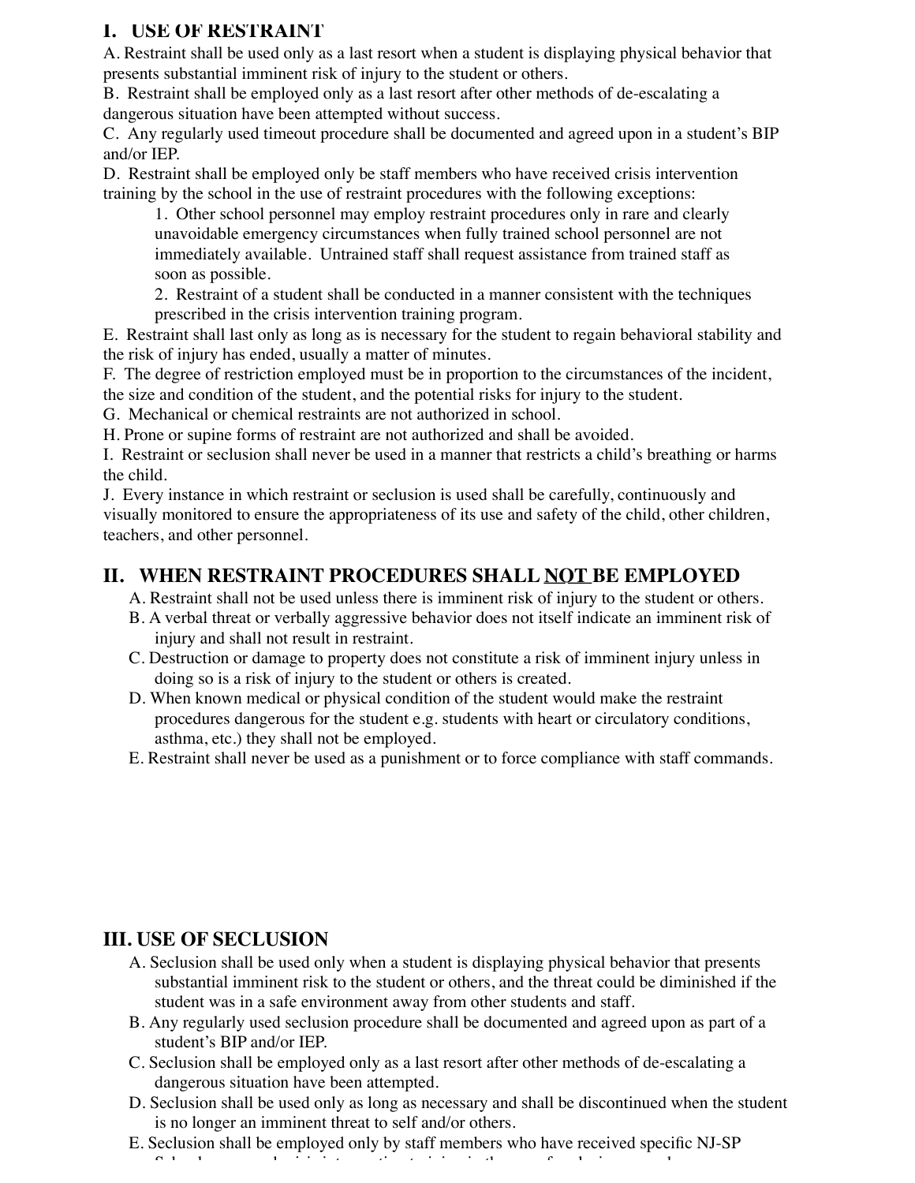# I. USE OF RESTRAINT

A. Restraint shall be used only as a last resort when a student is displaying physical behavior that presents substantial imminent risk of injury to the student or others.

B. Restraint shall be employed only as a last resort after other methods of de-escalating a dangerous situation have been attempted without success.

C. Any regularly used timeout procedure shall be documented and agreed upon in a student's BIP and/or IEP.

D. Restraint shall be employed only be staff members who have received crisis intervention training by the school in the use of restraint procedures with the following exceptions:

1. Other school personnel may employ restraint procedures only in rare and clearly unavoidable emergency circumstances when fully trained school personnel are not immediately available. Untrained staff shall request assistance from trained staff as soon as possible.
2. Restraint of a student shall be conducted in a manner consistent with the techniques prescribed in the crisis intervention training program.

E. Restraint shall last only as long as is necessary for the student to regain behavioral stability and the risk of injury has ended, usually a matter of minutes.

F. The degree of restriction employed must be in proportion to the circumstances of the incident, the size and condition of the student, and the potential risks for injury to the student.

G. Mechanical or chemical restraints are not authorized in school.

H. Prone or supine forms of restraint are not authorized and shall be avoided.

I. Restraint or seclusion shall never be used in a manner that restricts a child's breathing or harms the child.

J. Every instance in which restraint or seclusion is used shall be carefully, continuously and visually monitored to ensure the appropriateness of its use and safety of the child, other children, teachers, and other personnel.

# II. WHEN RESTRAINT PROCEDURES SHALL NOT BE EMPLOYED

A. Restraint shall not be used unless there is imminent risk of injury to the student or others.

B. A verbal threat or verbally aggressive behavior does not itself indicate an imminent risk of injury and shall not result in restraint.

C. Destruction or damage to property does not constitute a risk of imminent injury unless in doing so is a risk of injury to the student or others is created.

D. When known medical or physical condition of the student would make the restraint procedures dangerous for the student e.g. students with heart or circulatory conditions, asthma, etc.) they shall not be employed.

E. Restraint shall never be used as a punishment or to force compliance with staff commands.

# III. USE OF SECLUSION

A. Seclusion shall be used only when a student is displaying physical behavior that presents substantial imminent risk to the student or others, and the threat could be diminished if the student was in a safe environment away from other students and staff.

B. Any regularly used seclusion procedure shall be documented and agreed upon as part of a student's BIP and/or IEP.

C. Seclusion shall be employed only as a last resort after other methods of de-escalating a dangerous situation have been attempted.

D. Seclusion shall be used only as long as necessary and shall be discontinued when the student is no longer an imminent threat to self and/or others.

E. Seclusion shall be employed only by staff members who have received specific NJ-SP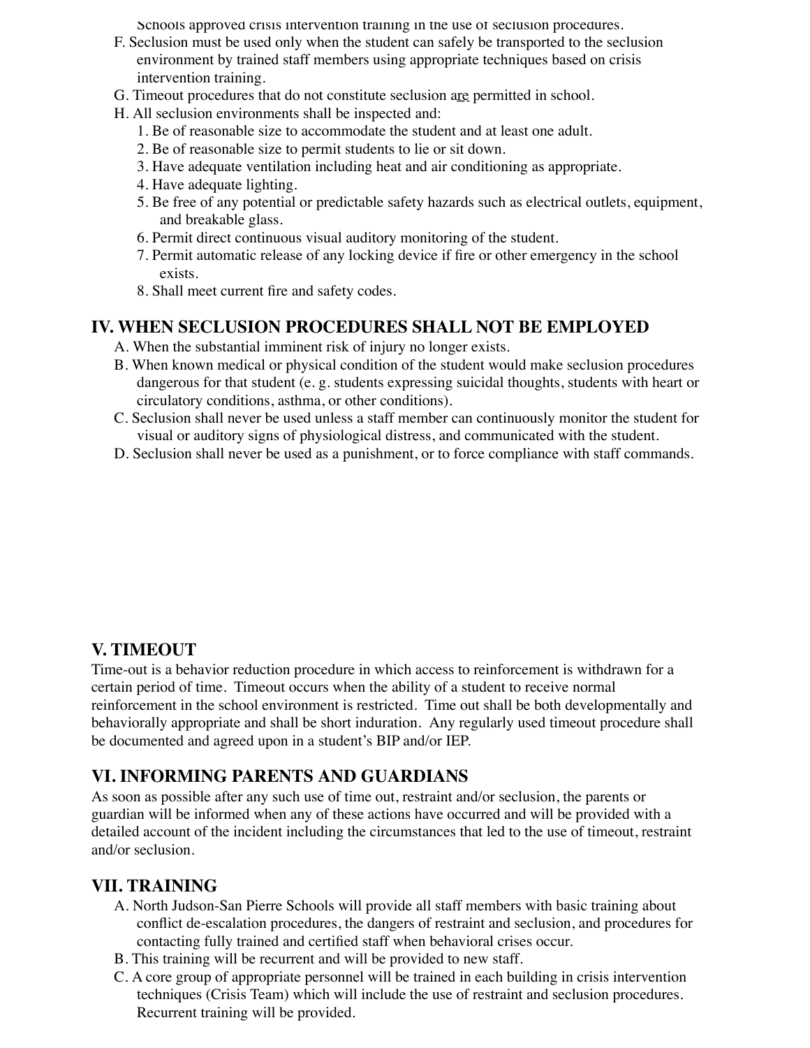Schools approved crisis intervention training in the use of seclusion procedures.

F. Seclusion must be used only when the student can safely be transported to the seclusion environment by trained staff members using appropriate techniques based on crisis intervention training.

G. Timeout procedures that do not constitute seclusion are permitted in school.

H. All seclusion environments shall be inspected and:

1. Be of reasonable size to accommodate the student and at least one adult.
2. Be of reasonable size to permit students to lie or sit down.
3. Have adequate ventilation including heat and air conditioning as appropriate.
4. Have adequate lighting.
5. Be free of any potential or predictable safety hazards such as electrical outlets, equipment, and breakable glass.
6. Permit direct continuous visual auditory monitoring of the student.
7. Permit automatic release of any locking device if fire or other emergency in the school exists.
8. Shall meet current fire and safety codes.

## IV. WHEN SECLUSION PROCEDURES SHALL NOT BE EMPLOYED

A. When the substantial imminent risk of injury no longer exists.

B. When known medical or physical condition of the student would make seclusion procedures dangerous for that student (e. g. students expressing suicidal thoughts, students with heart or circulatory conditions, asthma, or other conditions).

C. Seclusion shall never be used unless a staff member can continuously monitor the student for visual or auditory signs of physiological distress, and communicated with the student.

D. Seclusion shall never be used as a punishment, or to force compliance with staff commands.

## V. TIMEOUT

Time-out is a behavior reduction procedure in which access to reinforcement is withdrawn for a certain period of time. Timeout occurs when the ability of a student to receive normal reinforcement in the school environment is restricted. Time out shall be both developmentally and behaviorally appropriate and shall be short induration. Any regularly used timeout procedure shall be documented and agreed upon in a student's BIP and/or IEP.

## VI. INFORMING PARENTS AND GUARDIANS

As soon as possible after any such use of time out, restraint and/or seclusion, the parents or guardian will be informed when any of these actions have occurred and will be provided with a detailed account of the incident including the circumstances that led to the use of timeout, restraint and/or seclusion.

## VII. TRAINING

A. North Judson-San Pierre Schools will provide all staff members with basic training about conflict de-escalation procedures, the dangers of restraint and seclusion, and procedures for contacting fully trained and certified staff when behavioral crises occur.

B. This training will be recurrent and will be provided to new staff.

C. A core group of appropriate personnel will be trained in each building in crisis intervention techniques (Crisis Team) which will include the use of restraint and seclusion procedures. Recurrent training will be provided.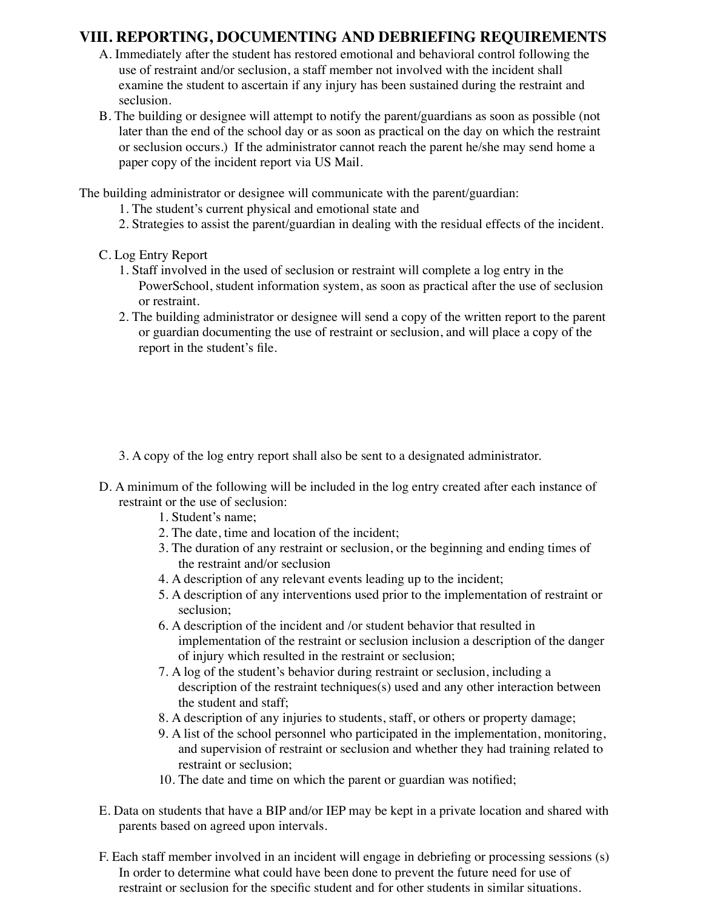## VIII. REPORTING, DOCUMENTING AND DEBRIEFING REQUIREMENTS

A. Immediately after the student has restored emotional and behavioral control following the use of restraint and/or seclusion, a staff member not involved with the incident shall examine the student to ascertain if any injury has been sustained during the restraint and seclusion.

B. The building or designee will attempt to notify the parent/guardians as soon as possible (not later than the end of the school day or as soon as practical on the day on which the restraint or seclusion occurs.) If the administrator cannot reach the parent he/she may send home a paper copy of the incident report via US Mail.

The building administrator or designee will communicate with the parent/guardian:

1. The student's current physical and emotional state and
2. Strategies to assist the parent/guardian in dealing with the residual effects of the incident.

C. Log Entry Report

1. Staff involved in the used of seclusion or restraint will complete a log entry in the PowerSchool, student information system, as soon as practical after the use of seclusion or restraint.
2. The building administrator or designee will send a copy of the written report to the parent or guardian documenting the use of restraint or seclusion, and will place a copy of the report in the student's file.
3. A copy of the log entry report shall also be sent to a designated administrator.

D. A minimum of the following will be included in the log entry created after each instance of restraint or the use of seclusion:

1. Student's name;
2. The date, time and location of the incident;
3. The duration of any restraint or seclusion, or the beginning and ending times of the restraint and/or seclusion
4. A description of any relevant events leading up to the incident;
5. A description of any interventions used prior to the implementation of restraint or seclusion;
6. A description of the incident and /or student behavior that resulted in implementation of the restraint or seclusion inclusion a description of the danger of injury which resulted in the restraint or seclusion;
7. A log of the student's behavior during restraint or seclusion, including a description of the restraint techniques(s) used and any other interaction between the student and staff;
8. A description of any injuries to students, staff, or others or property damage;
9. A list of the school personnel who participated in the implementation, monitoring, and supervision of restraint or seclusion and whether they had training related to restraint or seclusion;
10. The date and time on which the parent or guardian was notified;

E. Data on students that have a BIP and/or IEP may be kept in a private location and shared with parents based on agreed upon intervals.

F. Each staff member involved in an incident will engage in debriefing or processing sessions (s) In order to determine what could have been done to prevent the future need for use of restraint or seclusion for the specific student and for other students in similar situations.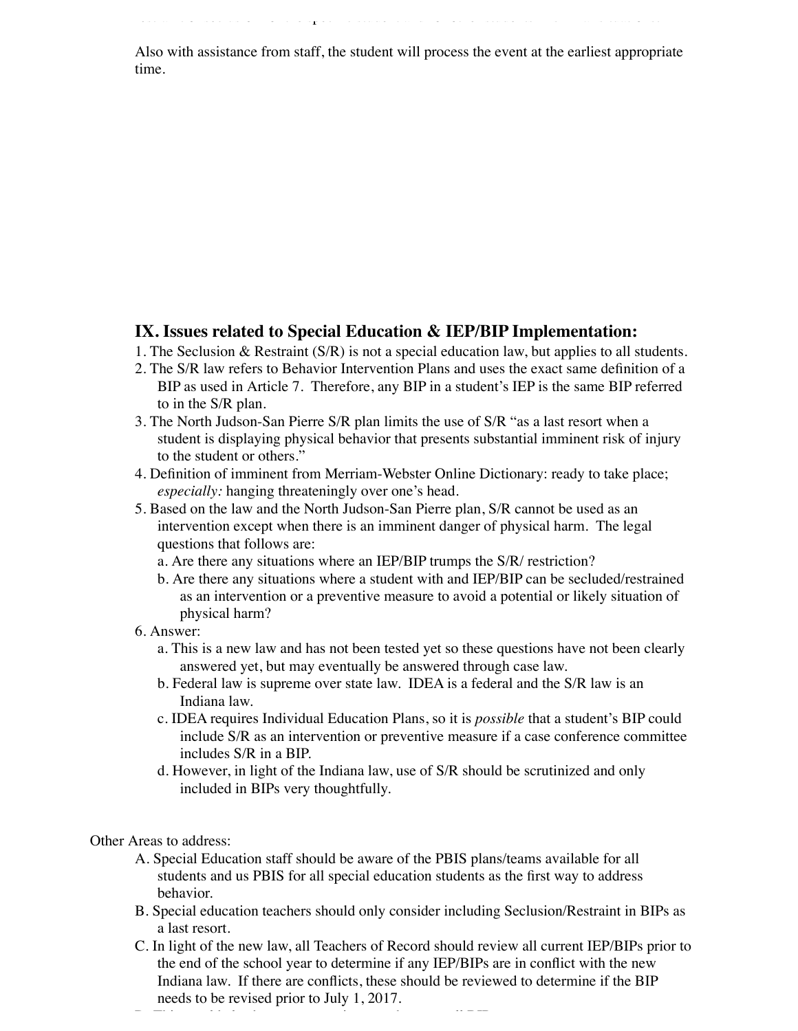Also with assistance from staff, the student will process the event at the earliest appropriate time.

## IX. Issues related to Special Education & IEP/BIP Implementation:

1. The Seclusion & Restraint (S/R) is not a special education law, but applies to all students.
2. The S/R law refers to Behavior Intervention Plans and uses the exact same definition of a BIP as used in Article 7. Therefore, any BIP in a student's IEP is the same BIP referred to in the S/R plan.
3. The North Judson-San Pierre S/R plan limits the use of S/R "as a last resort when a student is displaying physical behavior that presents substantial imminent risk of injury to the student or others."
4. Definition of imminent from Merriam-Webster Online Dictionary: ready to take place; *especially:* hanging threateningly over one's head.
5. Based on the law and the North Judson-San Pierre plan, S/R cannot be used as an intervention except when there is an imminent danger of physical harm. The legal questions that follows are:
   a. Are there any situations where an IEP/BIP trumps the S/R/ restriction?
   b. Are there any situations where a student with and IEP/BIP can be secluded/restrained as an intervention or a preventive measure to avoid a potential or likely situation of physical harm?
6. Answer:
   a. This is a new law and has not been tested yet so these questions have not been clearly answered yet, but may eventually be answered through case law.
   b. Federal law is supreme over state law. IDEA is a federal and the S/R law is an Indiana law.
   c. IDEA requires Individual Education Plans, so it is *possible* that a student's BIP could include S/R as an intervention or preventive measure if a case conference committee includes S/R in a BIP.
   d. However, in light of the Indiana law, use of S/R should be scrutinized and only included in BIPs very thoughtfully.

Other Areas to address:

A. Special Education staff should be aware of the PBIS plans/teams available for all students and us PBIS for all special education students as the first way to address behavior.
B. Special education teachers should only consider including Seclusion/Restraint in BIPs as a last resort.
C. In light of the new law, all Teachers of Record should review all current IEP/BIPs prior to the end of the school year to determine if any IEP/BIPs are in conflict with the new Indiana law. If there are conflicts, these should be reviewed to determine if the BIP needs to be revised prior to July 1, 2017.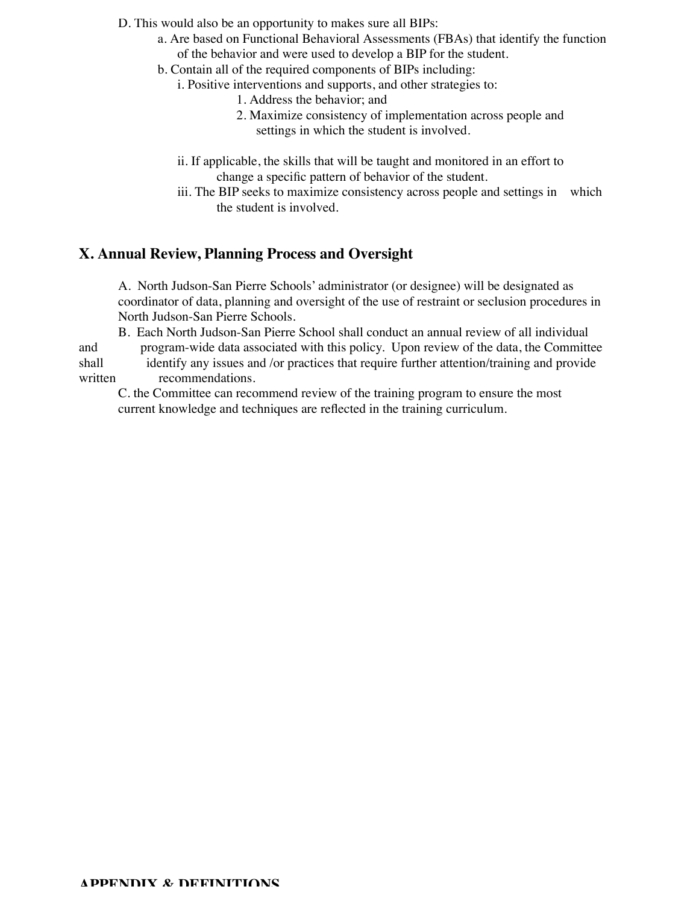D. This would also be an opportunity to makes sure all BIPs:

- a. Are based on Functional Behavioral Assessments (FBAs) that identify the function of the behavior and were used to develop a BIP for the student.
- b. Contain all of the required components of BIPs including:
  - i. Positive interventions and supports, and other strategies to:
    1. Address the behavior; and
    2. Maximize consistency of implementation across people and settings in which the student is involved.
  - ii. If applicable, the skills that will be taught and monitored in an effort to change a specific pattern of behavior of the student.
  - iii. The BIP seeks to maximize consistency across people and settings in which the student is involved.

## X. Annual Review, Planning Process and Oversight

A. North Judson-San Pierre Schools' administrator (or designee) will be designated as coordinator of data, planning and oversight of the use of restraint or seclusion procedures in North Judson-San Pierre Schools.

B. Each North Judson-San Pierre School shall conduct an annual review of all individual and program-wide data associated with this policy. Upon review of the data, the Committee shall identify any issues and /or practices that require further attention/training and provide written recommendations.

C. the Committee can recommend review of the training program to ensure the most current knowledge and techniques are reflected in the training curriculum.

## APPENDIX & DEFINITIONS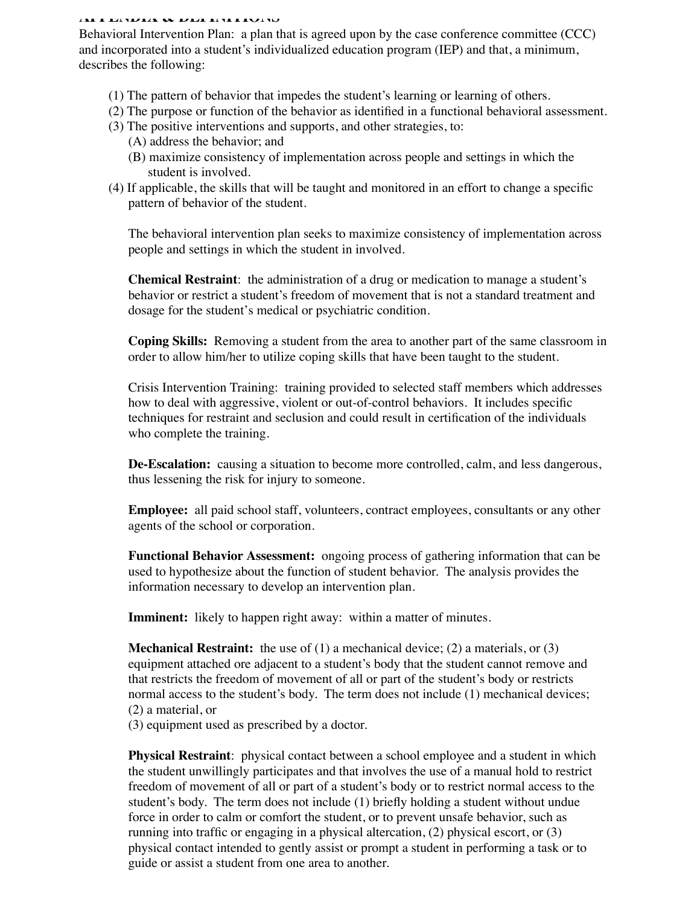# APPENDIX & DEFINITIONS

Behavioral Intervention Plan: a plan that is agreed upon by the case conference committee (CCC) and incorporated into a student's individualized education program (IEP) and that, a minimum, describes the following:

(1) The pattern of behavior that impedes the student's learning or learning of others.
(2) The purpose or function of the behavior as identified in a functional behavioral assessment.
(3) The positive interventions and supports, and other strategies, to:
  (A) address the behavior; and
  (B) maximize consistency of implementation across people and settings in which the student is involved.
(4) If applicable, the skills that will be taught and monitored in an effort to change a specific pattern of behavior of the student.

The behavioral intervention plan seeks to maximize consistency of implementation across people and settings in which the student in involved.

**Chemical Restraint**: the administration of a drug or medication to manage a student's behavior or restrict a student's freedom of movement that is not a standard treatment and dosage for the student's medical or psychiatric condition.

**Coping Skills:** Removing a student from the area to another part of the same classroom in order to allow him/her to utilize coping skills that have been taught to the student.

Crisis Intervention Training: training provided to selected staff members which addresses how to deal with aggressive, violent or out-of-control behaviors. It includes specific techniques for restraint and seclusion and could result in certification of the individuals who complete the training.

**De-Escalation:** causing a situation to become more controlled, calm, and less dangerous, thus lessening the risk for injury to someone.

**Employee:** all paid school staff, volunteers, contract employees, consultants or any other agents of the school or corporation.

**Functional Behavior Assessment:** ongoing process of gathering information that can be used to hypothesize about the function of student behavior. The analysis provides the information necessary to develop an intervention plan.

**Imminent:** likely to happen right away: within a matter of minutes.

**Mechanical Restraint:** the use of (1) a mechanical device; (2) a materials, or (3) equipment attached ore adjacent to a student's body that the student cannot remove and that restricts the freedom of movement of all or part of the student's body or restricts normal access to the student's body. The term does not include (1) mechanical devices; (2) a material, or
(3) equipment used as prescribed by a doctor.

**Physical Restraint**: physical contact between a school employee and a student in which the student unwillingly participates and that involves the use of a manual hold to restrict freedom of movement of all or part of a student's body or to restrict normal access to the student's body. The term does not include (1) briefly holding a student without undue force in order to calm or comfort the student, or to prevent unsafe behavior, such as running into traffic or engaging in a physical altercation, (2) physical escort, or (3) physical contact intended to gently assist or prompt a student in performing a task or to guide or assist a student from one area to another.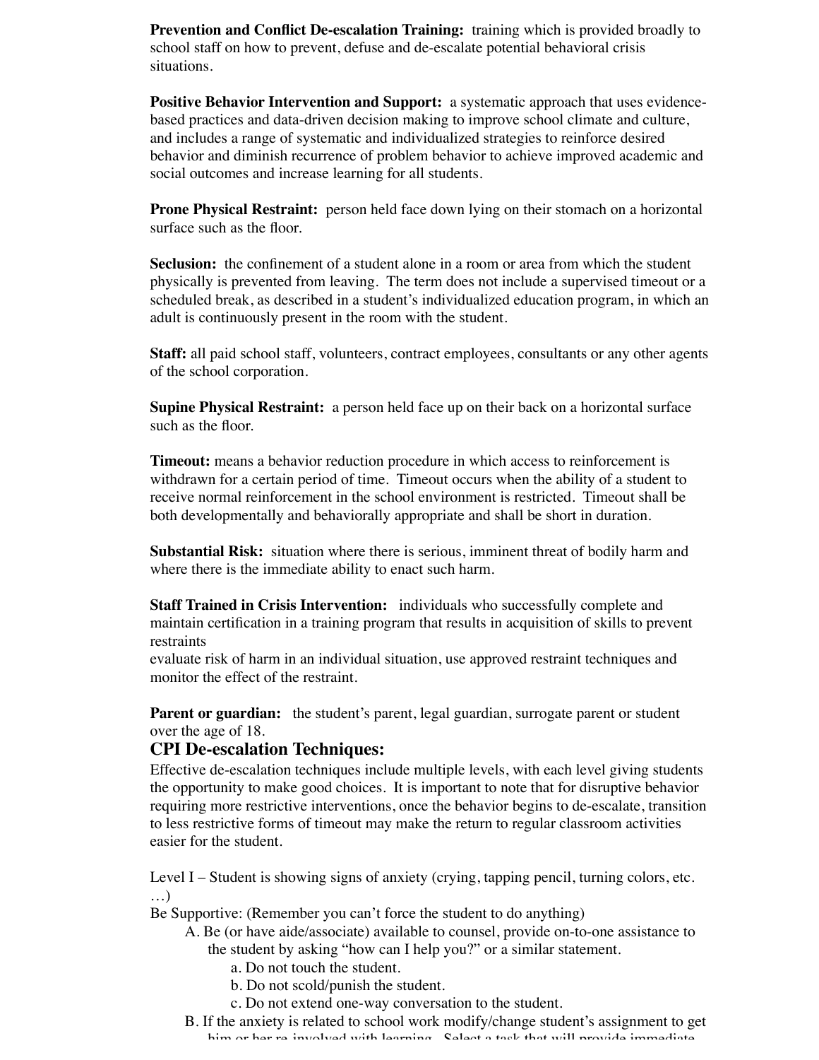**Prevention and Conflict De-escalation Training:** training which is provided broadly to school staff on how to prevent, defuse and de-escalate potential behavioral crisis situations.

**Positive Behavior Intervention and Support:** a systematic approach that uses evidence-based practices and data-driven decision making to improve school climate and culture, and includes a range of systematic and individualized strategies to reinforce desired behavior and diminish recurrence of problem behavior to achieve improved academic and social outcomes and increase learning for all students.

**Prone Physical Restraint:** person held face down lying on their stomach on a horizontal surface such as the floor.

**Seclusion:** the confinement of a student alone in a room or area from which the student physically is prevented from leaving. The term does not include a supervised timeout or a scheduled break, as described in a student's individualized education program, in which an adult is continuously present in the room with the student.

**Staff:** all paid school staff, volunteers, contract employees, consultants or any other agents of the school corporation.

**Supine Physical Restraint:** a person held face up on their back on a horizontal surface such as the floor.

**Timeout:** means a behavior reduction procedure in which access to reinforcement is withdrawn for a certain period of time. Timeout occurs when the ability of a student to receive normal reinforcement in the school environment is restricted. Timeout shall be both developmentally and behaviorally appropriate and shall be short in duration.

**Substantial Risk:** situation where there is serious, imminent threat of bodily harm and where there is the immediate ability to enact such harm.

**Staff Trained in Crisis Intervention:** individuals who successfully complete and maintain certification in a training program that results in acquisition of skills to prevent restraints
evaluate risk of harm in an individual situation, use approved restraint techniques and monitor the effect of the restraint.

**Parent or guardian:** the student's parent, legal guardian, surrogate parent or student over the age of 18.

## CPI De-escalation Techniques:

Effective de-escalation techniques include multiple levels, with each level giving students the opportunity to make good choices. It is important to note that for disruptive behavior requiring more restrictive interventions, once the behavior begins to de-escalate, transition to less restrictive forms of timeout may make the return to regular classroom activities easier for the student.

Level I – Student is showing signs of anxiety (crying, tapping pencil, turning colors, etc. …)
Be Supportive: (Remember you can't force the student to do anything)

A. Be (or have aide/associate) available to counsel, provide on-to-one assistance to the student by asking "how can I help you?" or a similar statement.
   a. Do not touch the student.
   b. Do not scold/punish the student.
   c. Do not extend one-way conversation to the student.
B. If the anxiety is related to school work modify/change student's assignment to get him or her re-involved with learning. Select a task that will provide immediate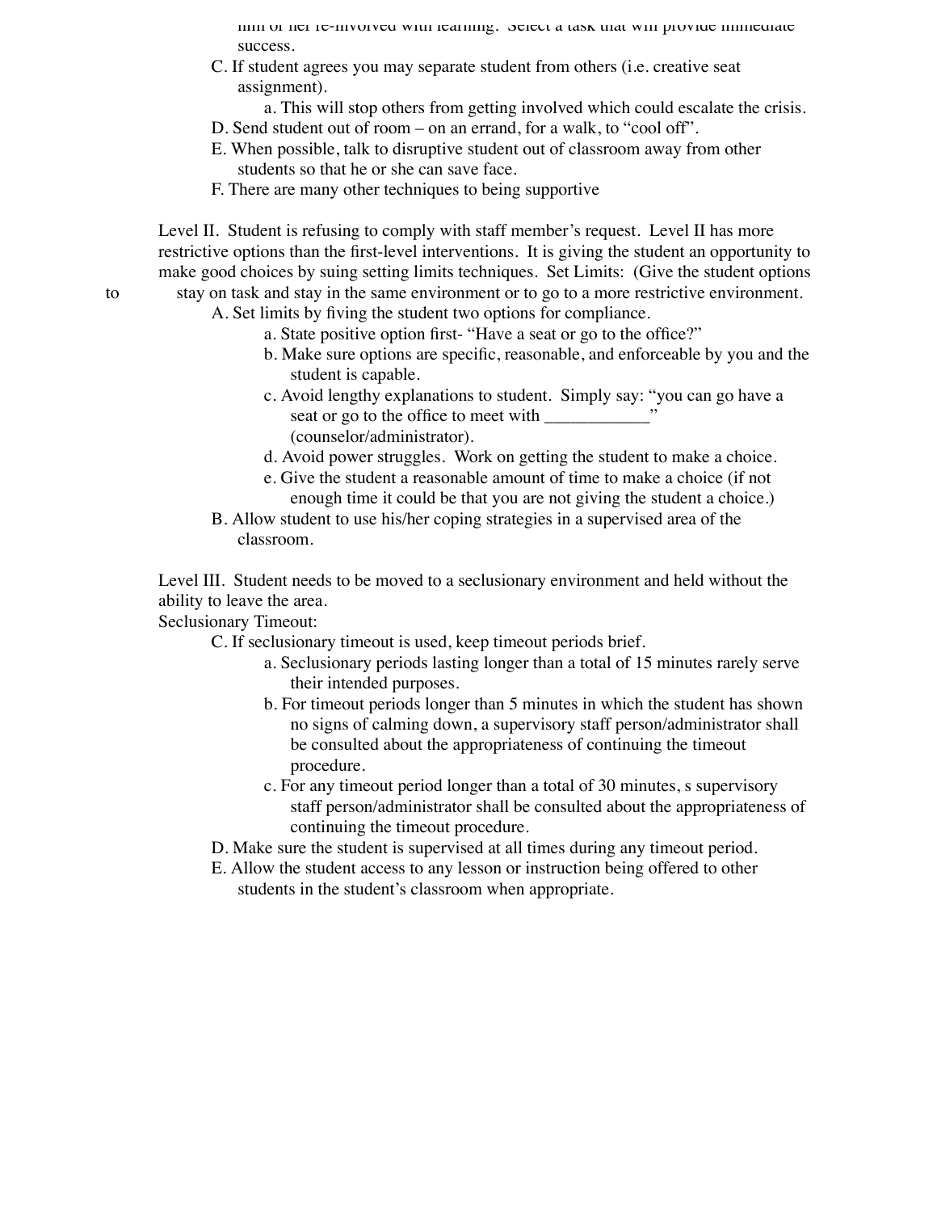him or her re-involved with learning. Select a task that will provide immediate success.

C. If student agrees you may separate student from others (i.e. creative seat assignment).
   a. This will stop others from getting involved which could escalate the crisis.

D. Send student out of room – on an errand, for a walk, to "cool off".

E. When possible, talk to disruptive student out of classroom away from other students so that he or she can save face.

F. There are many other techniques to being supportive

Level II. Student is refusing to comply with staff member's request. Level II has more restrictive options than the first-level interventions. It is giving the student an opportunity to make good choices by suing setting limits techniques. Set Limits: (Give the student options to stay on task and stay in the same environment or to go to a more restrictive environment.

A. Set limits by fiving the student two options for compliance.
   a. State positive option first- "Have a seat or go to the office?"
   b. Make sure options are specific, reasonable, and enforceable by you and the student is capable.
   c. Avoid lengthy explanations to student. Simply say: "you can go have a seat or go to the office to meet with ____________" (counselor/administrator).
   d. Avoid power struggles. Work on getting the student to make a choice.
   e. Give the student a reasonable amount of time to make a choice (if not enough time it could be that you are not giving the student a choice.)

B. Allow student to use his/her coping strategies in a supervised area of the classroom.

Level III. Student needs to be moved to a seclusionary environment and held without the ability to leave the area.

Seclusionary Timeout:

C. If seclusionary timeout is used, keep timeout periods brief.
   a. Seclusionary periods lasting longer than a total of 15 minutes rarely serve their intended purposes.
   b. For timeout periods longer than 5 minutes in which the student has shown no signs of calming down, a supervisory staff person/administrator shall be consulted about the appropriateness of continuing the timeout procedure.
   c. For any timeout period longer than a total of 30 minutes, s supervisory staff person/administrator shall be consulted about the appropriateness of continuing the timeout procedure.

D. Make sure the student is supervised at all times during any timeout period.

E. Allow the student access to any lesson or instruction being offered to other students in the student's classroom when appropriate.